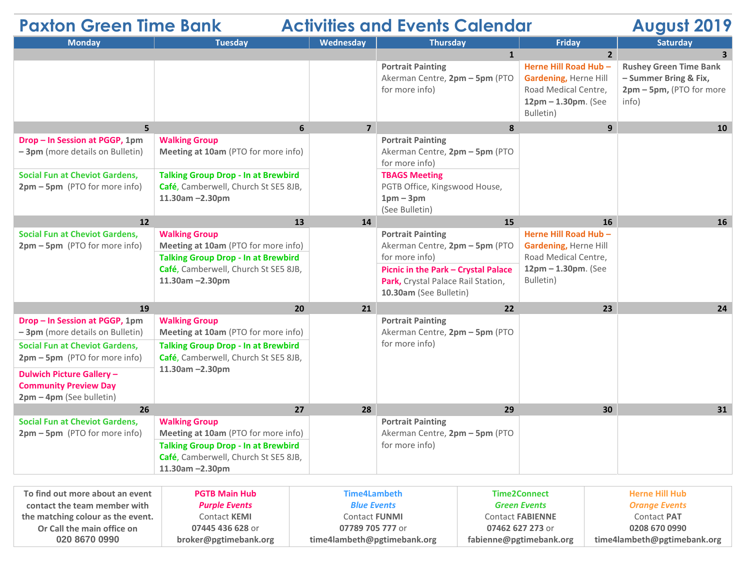# Paxton Green Time Bank — Activities and Events Calendar — August 2019

| Monday | Tuesday | Wednesday | Thursday | Friday | Saturday |
|---|---|---|---|---|---|
| | | | **1** | **2** | **3** |
| | | | **Portrait Painting** Akerman Centre, **2pm – 5pm** (PTO for more info) | **Herne Hill Road Hub – Gardening,** Herne Hill Road Medical Centre, **12pm – 1.30pm**. (See Bulletin) | **Rushey Green Time Bank – Summer Bring & Fix, 2pm – 5pm,** (PTO for more info) |
| **5** | **6** | **7** | **8** | **9** | **10** |
| **Drop – In Session at PGGP, 1pm – 3pm** (more details on Bulletin)<br>**Social Fun at Cheviot Gardens, 2pm – 5pm** (PTO for more info) | **Walking Group** **Meeting at 10am** (PTO for more info)<br>**Talking Group Drop - In at Brewbird Café**, Camberwell, Church St SE5 8JB, **11.30am –2.30pm** | | **Portrait Painting** Akerman Centre, **2pm – 5pm** (PTO for more info)<br>**TBAGS Meeting** PGTB Office, Kingswood House, **1pm – 3pm** (See Bulletin) | | |
| **12** | **13** | **14** | **15** | **16** | **16** |
| **Social Fun at Cheviot Gardens, 2pm – 5pm** (PTO for more info) | **Walking Group** **Meeting at 10am** (PTO for more info)<br>**Talking Group Drop - In at Brewbird Café**, Camberwell, Church St SE5 8JB, **11.30am –2.30pm** | | **Portrait Painting** Akerman Centre, **2pm – 5pm** (PTO for more info)<br>**Picnic in the Park – Crystal Palace Park,** Crystal Palace Rail Station, **10.30am** (See Bulletin) | **Herne Hill Road Hub – Gardening,** Herne Hill Road Medical Centre, **12pm – 1.30pm**. (See Bulletin) | |
| **19** | **20** | **21** | **22** | **23** | **24** |
| **Drop – In Session at PGGP, 1pm – 3pm** (more details on Bulletin)<br>**Social Fun at Cheviot Gardens, 2pm – 5pm** (PTO for more info)<br>**Dulwich Picture Gallery – Community Preview Day 2pm – 4pm** (See bulletin) | **Walking Group** **Meeting at 10am** (PTO for more info)<br>**Talking Group Drop - In at Brewbird Café**, Camberwell, Church St SE5 8JB, **11.30am –2.30pm** | | **Portrait Painting** Akerman Centre, **2pm – 5pm** (PTO for more info) | | |
| **26** | **27** | **28** | **29** | **30** | **31** |
| **Social Fun at Cheviot Gardens, 2pm – 5pm** (PTO for more info) | **Walking Group** **Meeting at 10am** (PTO for more info)<br>**Talking Group Drop - In at Brewbird Café**, Camberwell, Church St SE5 8JB, **11.30am –2.30pm** | | **Portrait Painting** Akerman Centre, **2pm – 5pm** (PTO for more info) | | |

| To find out more about an event contact the team member with the matching colour as the event. Or Call the main office on 020 8670 0990 | PGTB Main Hub | Time4Lambeth | Time2Connect | Herne Hill Hub |
|---|---|---|---|---|
| | *Purple Events* | *Blue Events* | *Green Events* | *Orange Events* |
| | Contact **KEMI** | Contact **FUNMI** | Contact **FABIENNE** | Contact **PAT** |
| | **07445 436 628** or **broker@pgtimebank.org** | **07789 705 777** or **time4lambeth@pgtimebank.org** | **07462 627 273** or **fabienne@pgtimebank.org** | **0208 670 0990** **time4lambeth@pgtimebank.org** |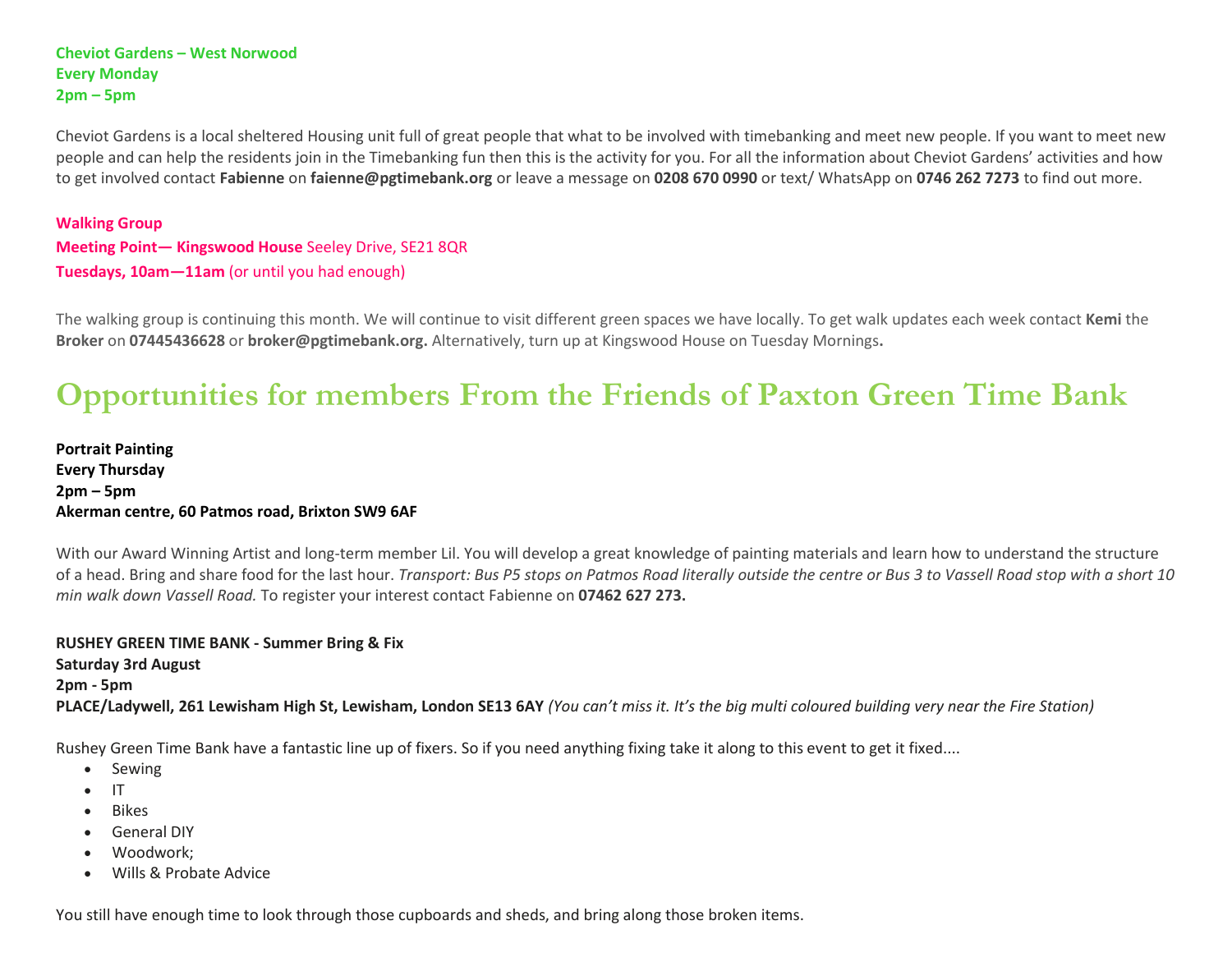**Cheviot Gardens – West Norwood**
**Every Monday**
**2pm – 5pm**

Cheviot Gardens is a local sheltered Housing unit full of great people that what to be involved with timebanking and meet new people. If you want to meet new people and can help the residents join in the Timebanking fun then this is the activity for you. For all the information about Cheviot Gardens' activities and how to get involved contact **Fabienne** on **faienne@pgtimebank.org** or leave a message on **0208 670 0990** or text/ WhatsApp on **0746 262 7273** to find out more.

**Walking Group**
**Meeting Point— Kingswood House** Seeley Drive, SE21 8QR
**Tuesdays, 10am—11am** (or until you had enough)

The walking group is continuing this month. We will continue to visit different green spaces we have locally. To get walk updates each week contact **Kemi** the **Broker** on **07445436628** or **broker@pgtimebank.org.** Alternatively, turn up at Kingswood House on Tuesday Mornings**.**

# Opportunities for members From the Friends of Paxton Green Time Bank

**Portrait Painting**
**Every Thursday**
**2pm – 5pm**
**Akerman centre, 60 Patmos road, Brixton SW9 6AF**

With our Award Winning Artist and long-term member Lil. You will develop a great knowledge of painting materials and learn how to understand the structure of a head. Bring and share food for the last hour. *Transport: Bus P5 stops on Patmos Road literally outside the centre or Bus 3 to Vassell Road stop with a short 10 min walk down Vassell Road.* To register your interest contact Fabienne on **07462 627 273.**

**RUSHEY GREEN TIME BANK - Summer Bring & Fix**
**Saturday 3rd August**
**2pm - 5pm**
**PLACE/Ladywell, 261 Lewisham High St, Lewisham, London SE13 6AY** *(You can't miss it. It's the big multi coloured building very near the Fire Station)*

Rushey Green Time Bank have a fantastic line up of fixers. So if you need anything fixing take it along to this event to get it fixed....

- Sewing
- IT
- Bikes
- General DIY
- Woodwork;
- Wills & Probate Advice

You still have enough time to look through those cupboards and sheds, and bring along those broken items.